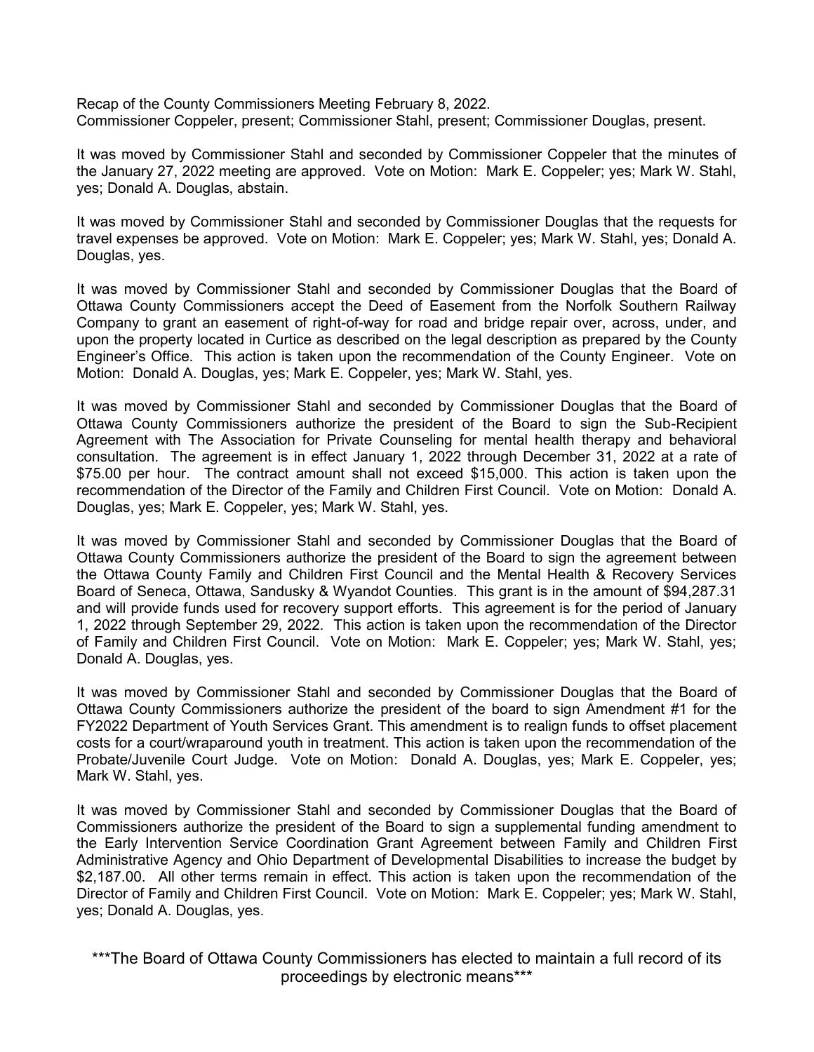Recap of the County Commissioners Meeting February 8, 2022.
Commissioner Coppeler, present; Commissioner Stahl, present; Commissioner Douglas, present.

It was moved by Commissioner Stahl and seconded by Commissioner Coppeler that the minutes of the January 27, 2022 meeting are approved. Vote on Motion: Mark E. Coppeler; yes; Mark W. Stahl, yes; Donald A. Douglas, abstain.

It was moved by Commissioner Stahl and seconded by Commissioner Douglas that the requests for travel expenses be approved. Vote on Motion: Mark E. Coppeler; yes; Mark W. Stahl, yes; Donald A. Douglas, yes.

It was moved by Commissioner Stahl and seconded by Commissioner Douglas that the Board of Ottawa County Commissioners accept the Deed of Easement from the Norfolk Southern Railway Company to grant an easement of right-of-way for road and bridge repair over, across, under, and upon the property located in Curtice as described on the legal description as prepared by the County Engineer's Office. This action is taken upon the recommendation of the County Engineer. Vote on Motion: Donald A. Douglas, yes; Mark E. Coppeler, yes; Mark W. Stahl, yes.

It was moved by Commissioner Stahl and seconded by Commissioner Douglas that the Board of Ottawa County Commissioners authorize the president of the Board to sign the Sub-Recipient Agreement with The Association for Private Counseling for mental health therapy and behavioral consultation. The agreement is in effect January 1, 2022 through December 31, 2022 at a rate of $75.00 per hour. The contract amount shall not exceed $15,000. This action is taken upon the recommendation of the Director of the Family and Children First Council. Vote on Motion: Donald A. Douglas, yes; Mark E. Coppeler, yes; Mark W. Stahl, yes.

It was moved by Commissioner Stahl and seconded by Commissioner Douglas that the Board of Ottawa County Commissioners authorize the president of the Board to sign the agreement between the Ottawa County Family and Children First Council and the Mental Health & Recovery Services Board of Seneca, Ottawa, Sandusky & Wyandot Counties. This grant is in the amount of $94,287.31 and will provide funds used for recovery support efforts. This agreement is for the period of January 1, 2022 through September 29, 2022. This action is taken upon the recommendation of the Director of Family and Children First Council. Vote on Motion: Mark E. Coppeler; yes; Mark W. Stahl, yes; Donald A. Douglas, yes.

It was moved by Commissioner Stahl and seconded by Commissioner Douglas that the Board of Ottawa County Commissioners authorize the president of the board to sign Amendment #1 for the FY2022 Department of Youth Services Grant. This amendment is to realign funds to offset placement costs for a court/wraparound youth in treatment. This action is taken upon the recommendation of the Probate/Juvenile Court Judge. Vote on Motion: Donald A. Douglas, yes; Mark E. Coppeler, yes; Mark W. Stahl, yes.

It was moved by Commissioner Stahl and seconded by Commissioner Douglas that the Board of Commissioners authorize the president of the Board to sign a supplemental funding amendment to the Early Intervention Service Coordination Grant Agreement between Family and Children First Administrative Agency and Ohio Department of Developmental Disabilities to increase the budget by $2,187.00. All other terms remain in effect. This action is taken upon the recommendation of the Director of Family and Children First Council. Vote on Motion: Mark E. Coppeler; yes; Mark W. Stahl, yes; Donald A. Douglas, yes.

***The Board of Ottawa County Commissioners has elected to maintain a full record of its proceedings by electronic means***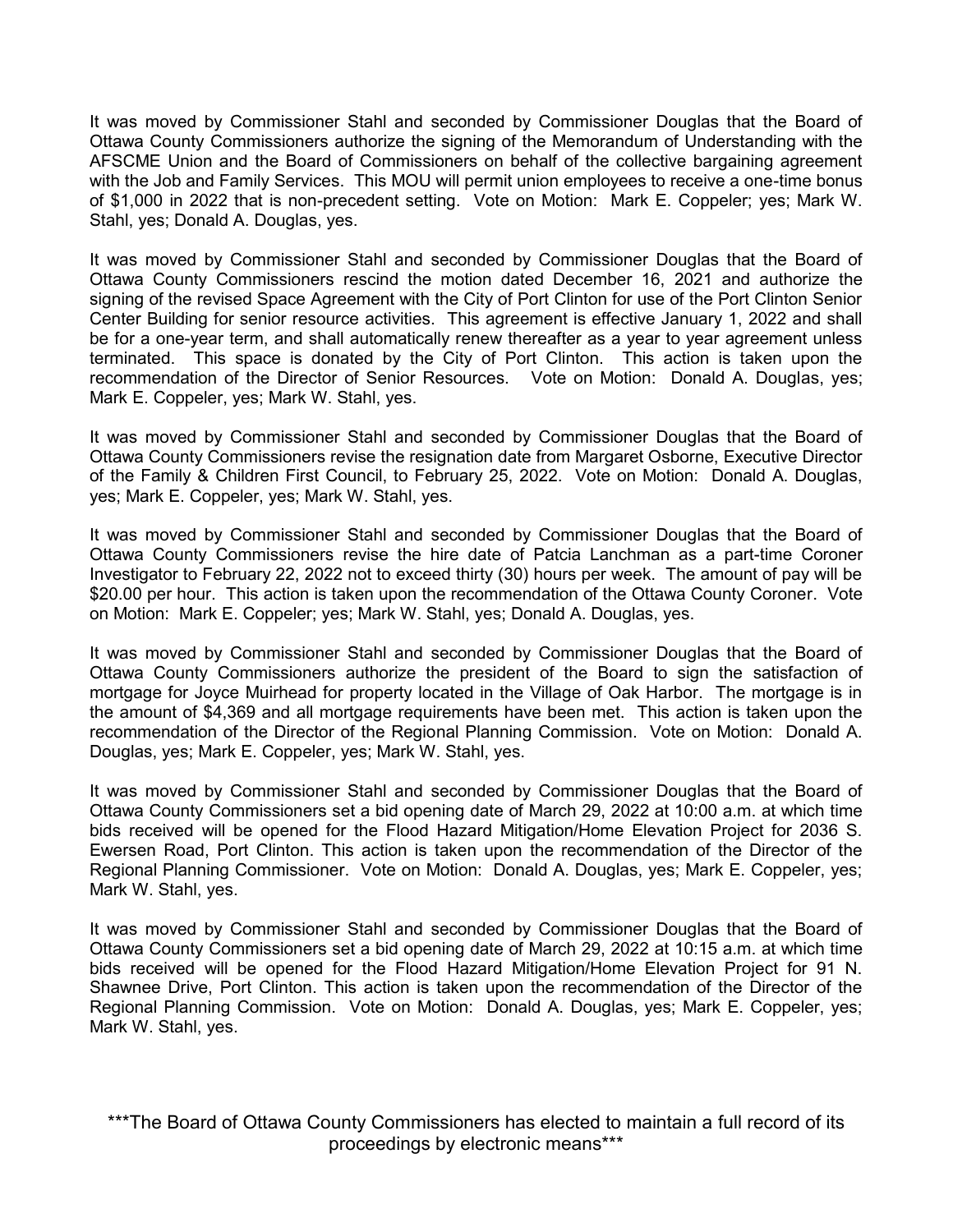It was moved by Commissioner Stahl and seconded by Commissioner Douglas that the Board of Ottawa County Commissioners authorize the signing of the Memorandum of Understanding with the AFSCME Union and the Board of Commissioners on behalf of the collective bargaining agreement with the Job and Family Services. This MOU will permit union employees to receive a one-time bonus of $1,000 in 2022 that is non-precedent setting. Vote on Motion: Mark E. Coppeler; yes; Mark W. Stahl, yes; Donald A. Douglas, yes.

It was moved by Commissioner Stahl and seconded by Commissioner Douglas that the Board of Ottawa County Commissioners rescind the motion dated December 16, 2021 and authorize the signing of the revised Space Agreement with the City of Port Clinton for use of the Port Clinton Senior Center Building for senior resource activities. This agreement is effective January 1, 2022 and shall be for a one-year term, and shall automatically renew thereafter as a year to year agreement unless terminated. This space is donated by the City of Port Clinton. This action is taken upon the recommendation of the Director of Senior Resources. Vote on Motion: Donald A. Douglas, yes; Mark E. Coppeler, yes; Mark W. Stahl, yes.

It was moved by Commissioner Stahl and seconded by Commissioner Douglas that the Board of Ottawa County Commissioners revise the resignation date from Margaret Osborne, Executive Director of the Family & Children First Council, to February 25, 2022. Vote on Motion: Donald A. Douglas, yes; Mark E. Coppeler, yes; Mark W. Stahl, yes.

It was moved by Commissioner Stahl and seconded by Commissioner Douglas that the Board of Ottawa County Commissioners revise the hire date of Patcia Lanchman as a part-time Coroner Investigator to February 22, 2022 not to exceed thirty (30) hours per week. The amount of pay will be $20.00 per hour. This action is taken upon the recommendation of the Ottawa County Coroner. Vote on Motion: Mark E. Coppeler; yes; Mark W. Stahl, yes; Donald A. Douglas, yes.

It was moved by Commissioner Stahl and seconded by Commissioner Douglas that the Board of Ottawa County Commissioners authorize the president of the Board to sign the satisfaction of mortgage for Joyce Muirhead for property located in the Village of Oak Harbor. The mortgage is in the amount of $4,369 and all mortgage requirements have been met. This action is taken upon the recommendation of the Director of the Regional Planning Commission. Vote on Motion: Donald A. Douglas, yes; Mark E. Coppeler, yes; Mark W. Stahl, yes.

It was moved by Commissioner Stahl and seconded by Commissioner Douglas that the Board of Ottawa County Commissioners set a bid opening date of March 29, 2022 at 10:00 a.m. at which time bids received will be opened for the Flood Hazard Mitigation/Home Elevation Project for 2036 S. Ewersen Road, Port Clinton. This action is taken upon the recommendation of the Director of the Regional Planning Commissioner. Vote on Motion: Donald A. Douglas, yes; Mark E. Coppeler, yes; Mark W. Stahl, yes.

It was moved by Commissioner Stahl and seconded by Commissioner Douglas that the Board of Ottawa County Commissioners set a bid opening date of March 29, 2022 at 10:15 a.m. at which time bids received will be opened for the Flood Hazard Mitigation/Home Elevation Project for 91 N. Shawnee Drive, Port Clinton. This action is taken upon the recommendation of the Director of the Regional Planning Commission. Vote on Motion: Donald A. Douglas, yes; Mark E. Coppeler, yes; Mark W. Stahl, yes.

***The Board of Ottawa County Commissioners has elected to maintain a full record of its proceedings by electronic means***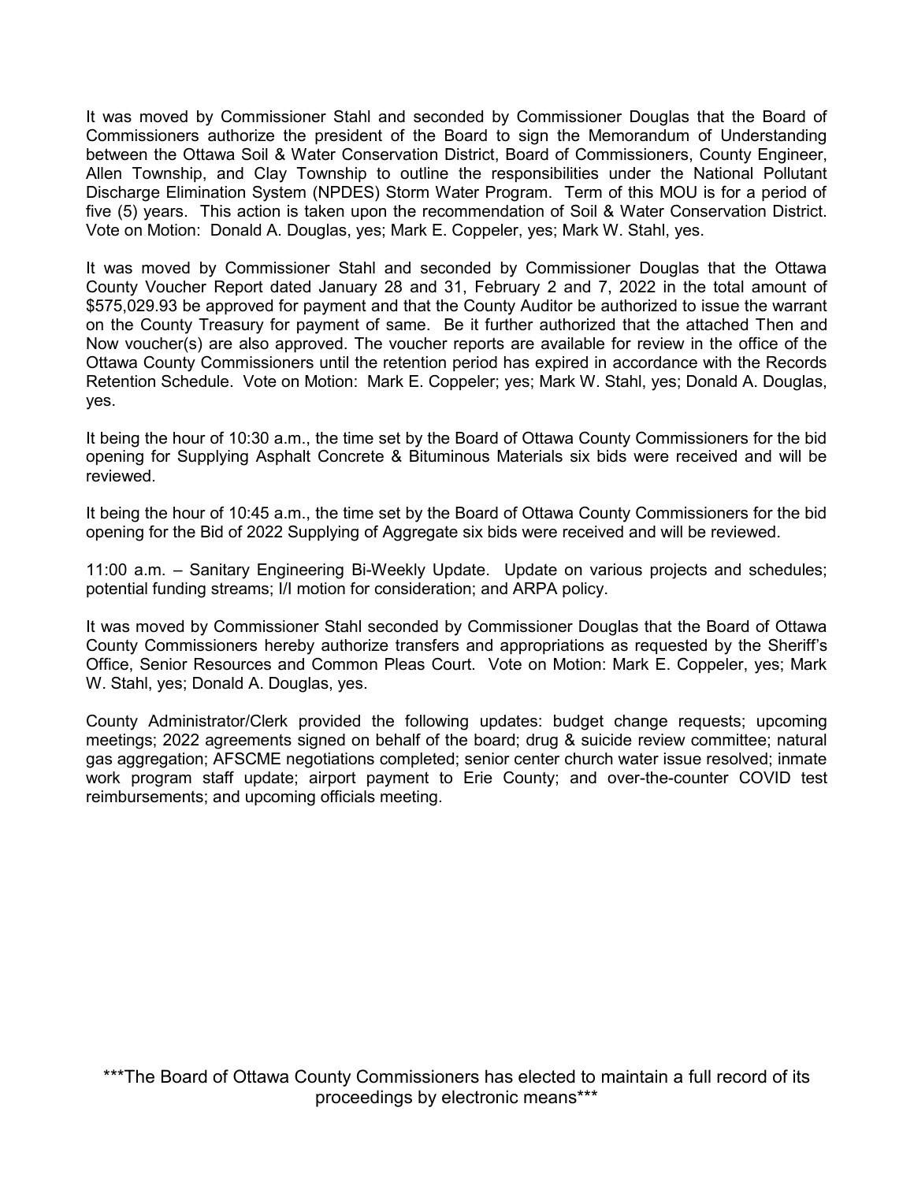It was moved by Commissioner Stahl and seconded by Commissioner Douglas that the Board of Commissioners authorize the president of the Board to sign the Memorandum of Understanding between the Ottawa Soil & Water Conservation District, Board of Commissioners, County Engineer, Allen Township, and Clay Township to outline the responsibilities under the National Pollutant Discharge Elimination System (NPDES) Storm Water Program. Term of this MOU is for a period of five (5) years. This action is taken upon the recommendation of Soil & Water Conservation District. Vote on Motion: Donald A. Douglas, yes; Mark E. Coppeler, yes; Mark W. Stahl, yes.

It was moved by Commissioner Stahl and seconded by Commissioner Douglas that the Ottawa County Voucher Report dated January 28 and 31, February 2 and 7, 2022 in the total amount of $575,029.93 be approved for payment and that the County Auditor be authorized to issue the warrant on the County Treasury for payment of same. Be it further authorized that the attached Then and Now voucher(s) are also approved. The voucher reports are available for review in the office of the Ottawa County Commissioners until the retention period has expired in accordance with the Records Retention Schedule. Vote on Motion: Mark E. Coppeler; yes; Mark W. Stahl, yes; Donald A. Douglas, yes.

It being the hour of 10:30 a.m., the time set by the Board of Ottawa County Commissioners for the bid opening for Supplying Asphalt Concrete & Bituminous Materials six bids were received and will be reviewed.

It being the hour of 10:45 a.m., the time set by the Board of Ottawa County Commissioners for the bid opening for the Bid of 2022 Supplying of Aggregate six bids were received and will be reviewed.

11:00 a.m. – Sanitary Engineering Bi-Weekly Update. Update on various projects and schedules; potential funding streams; I/I motion for consideration; and ARPA policy.

It was moved by Commissioner Stahl seconded by Commissioner Douglas that the Board of Ottawa County Commissioners hereby authorize transfers and appropriations as requested by the Sheriff's Office, Senior Resources and Common Pleas Court. Vote on Motion: Mark E. Coppeler, yes; Mark W. Stahl, yes; Donald A. Douglas, yes.

County Administrator/Clerk provided the following updates: budget change requests; upcoming meetings; 2022 agreements signed on behalf of the board; drug & suicide review committee; natural gas aggregation; AFSCME negotiations completed; senior center church water issue resolved; inmate work program staff update; airport payment to Erie County; and over-the-counter COVID test reimbursements; and upcoming officials meeting.

\*\*\*The Board of Ottawa County Commissioners has elected to maintain a full record of its proceedings by electronic means\*\*\*